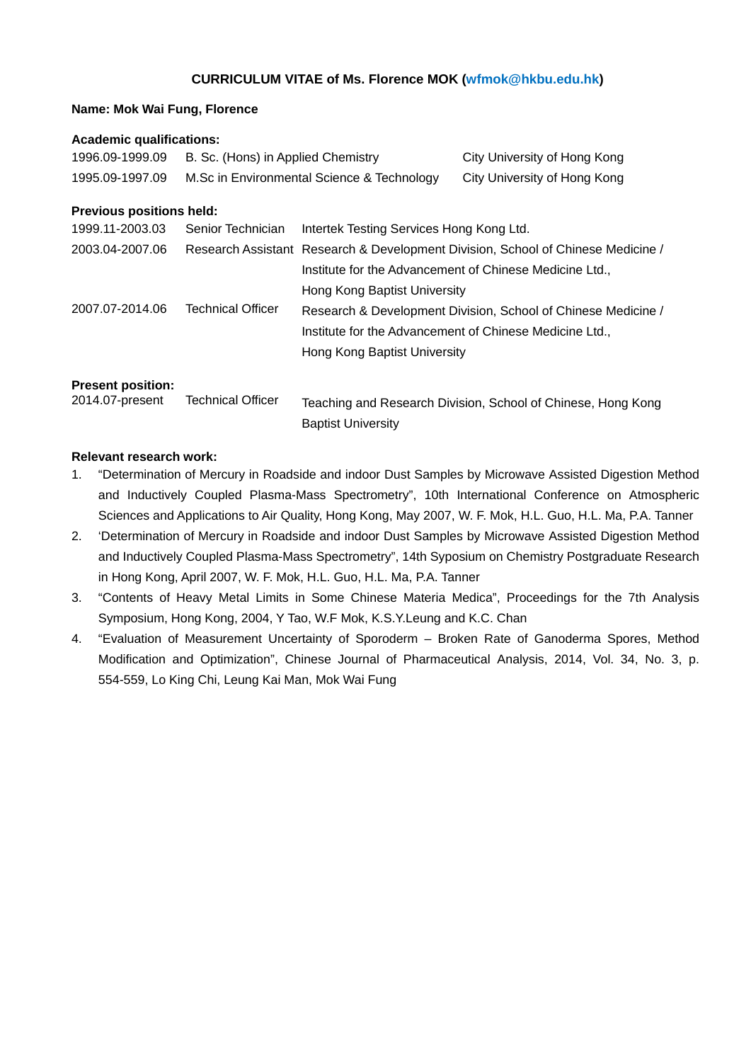**CURRICULUM VITAE of Ms. Florence MOK (wfmok@hkbu.edu.hk)**

**Name: Mok Wai Fung, Florence**

**Academic qualifications:**

| | | |
|---|---|---|
| 1996.09-1999.09 | B. Sc. (Hons) in Applied Chemistry | City University of Hong Kong |
| 1995.09-1997.09 | M.Sc in Environmental Science & Technology | City University of Hong Kong |

**Previous positions held:**

| | | |
|---|---|---|
| 1999.11-2003.03 | Senior Technician | Intertek Testing Services Hong Kong Ltd. |
| 2003.04-2007.06 | Research Assistant | Research & Development Division, School of Chinese Medicine / Institute for the Advancement of Chinese Medicine Ltd., Hong Kong Baptist University |
| 2007.07-2014.06 | Technical Officer | Research & Development Division, School of Chinese Medicine / Institute for the Advancement of Chinese Medicine Ltd., Hong Kong Baptist University |

**Present position:**

| | | |
|---|---|---|
| 2014.07-present | Technical Officer | Teaching and Research Division, School of Chinese, Hong Kong Baptist University |

**Relevant research work:**

1. "Determination of Mercury in Roadside and indoor Dust Samples by Microwave Assisted Digestion Method and Inductively Coupled Plasma-Mass Spectrometry", 10th International Conference on Atmospheric Sciences and Applications to Air Quality, Hong Kong, May 2007, W. F. Mok, H.L. Guo, H.L. Ma, P.A. Tanner
2. 'Determination of Mercury in Roadside and indoor Dust Samples by Microwave Assisted Digestion Method and Inductively Coupled Plasma-Mass Spectrometry", 14th Syposium on Chemistry Postgraduate Research in Hong Kong, April 2007, W. F. Mok, H.L. Guo, H.L. Ma, P.A. Tanner
3. "Contents of Heavy Metal Limits in Some Chinese Materia Medica", Proceedings for the 7th Analysis Symposium, Hong Kong, 2004, Y Tao, W.F Mok, K.S.Y.Leung and K.C. Chan
4. "Evaluation of Measurement Uncertainty of Sporoderm – Broken Rate of Ganoderma Spores, Method Modification and Optimization", Chinese Journal of Pharmaceutical Analysis, 2014, Vol. 34, No. 3, p. 554-559, Lo King Chi, Leung Kai Man, Mok Wai Fung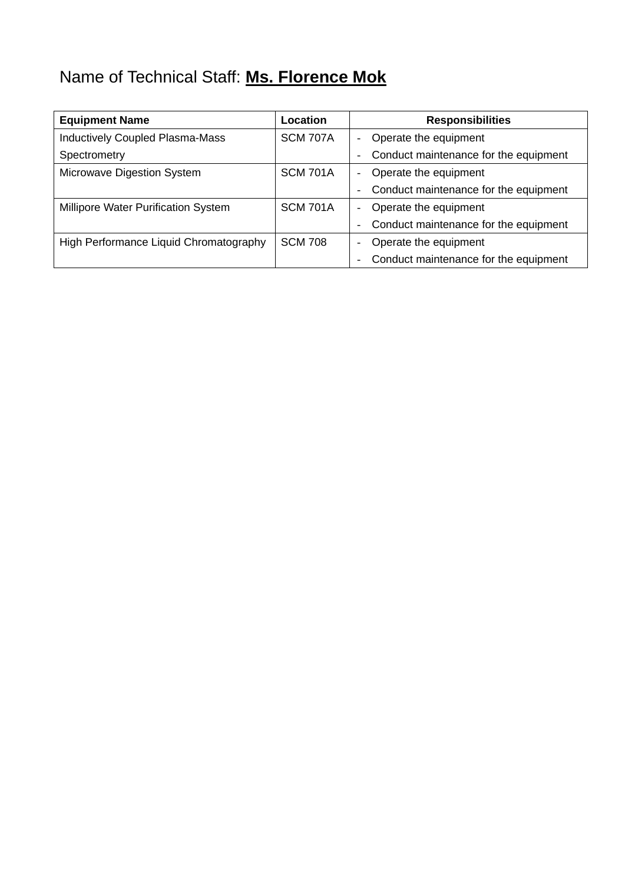Name of Technical Staff: **Ms. Florence Mok**

| Equipment Name | Location | Responsibilities |
| --- | --- | --- |
| Inductively Coupled Plasma-Mass Spectrometry | SCM 707A | - Operate the equipment<br>- Conduct maintenance for the equipment |
| Microwave Digestion System | SCM 701A | - Operate the equipment<br>- Conduct maintenance for the equipment |
| Millipore Water Purification System | SCM 701A | - Operate the equipment<br>- Conduct maintenance for the equipment |
| High Performance Liquid Chromatography | SCM 708 | - Operate the equipment<br>- Conduct maintenance for the equipment |